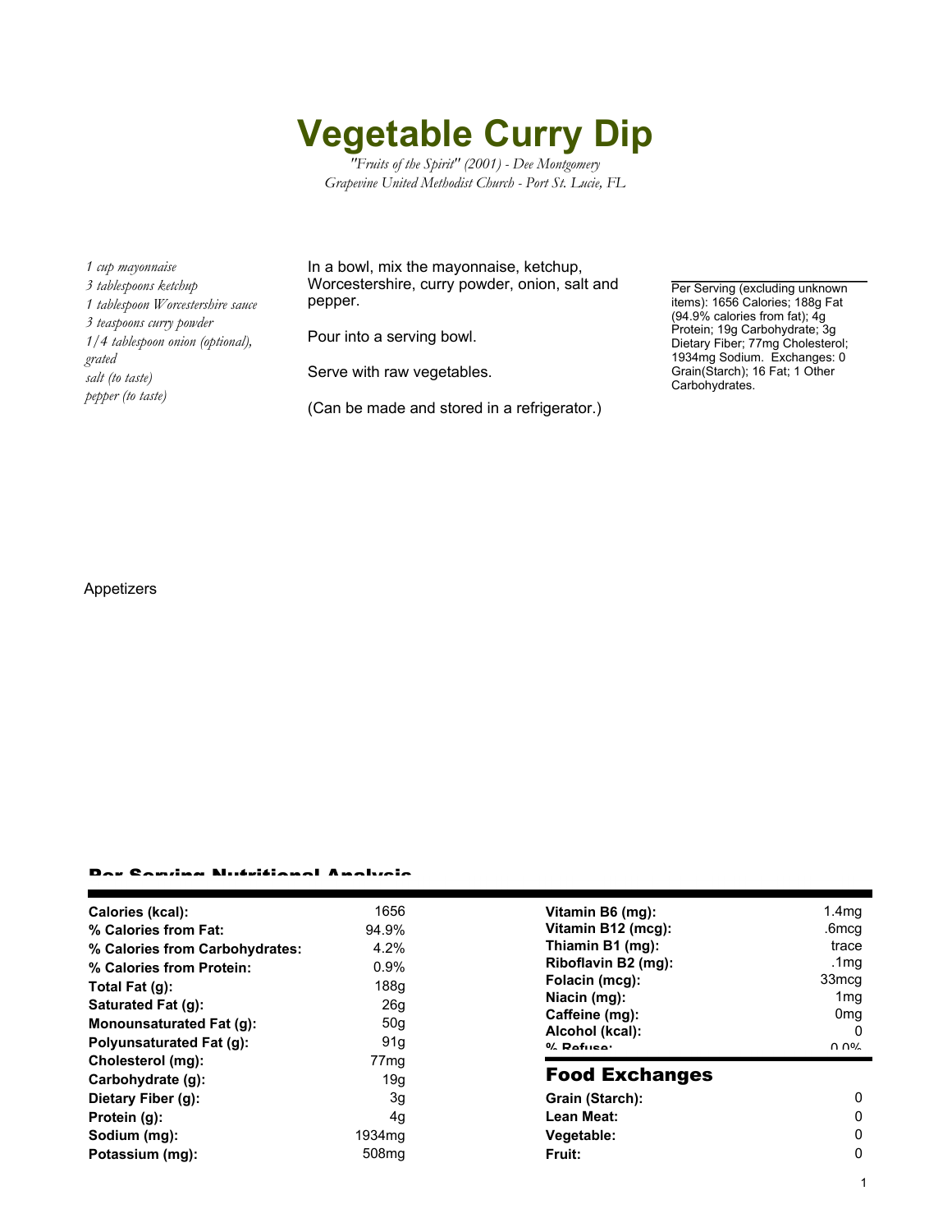# Vegetable Curry Dip

*"Fruits of the Spirit" (2001) - Dee Montgomery*
*Grapevine United Methodist Church - Port St. Lucie, FL*

*1 cup mayonnaise*
*3 tablespoons ketchup*
*1 tablespoon Worcestershire sauce*
*3 teaspoons curry powder*
*1/4 tablespoon onion (optional), grated*
*salt (to taste)*
*pepper (to taste)*

In a bowl, mix the mayonnaise, ketchup, Worcestershire, curry powder, onion, salt and pepper.

Pour into a serving bowl.

Serve with raw vegetables.

(Can be made and stored in a refrigerator.)

Per Serving (excluding unknown items): 1656 Calories; 188g Fat (94.9% calories from fat); 4g Protein; 19g Carbohydrate; 3g Dietary Fiber; 77mg Cholesterol; 1934mg Sodium. Exchanges: 0 Grain(Starch); 16 Fat; 1 Other Carbohydrates.

Appetizers

## Per Serving Nutritional Analysis

| | |
|---|---|
| **Calories (kcal):** | 1656 |
| **% Calories from Fat:** | 94.9% |
| **% Calories from Carbohydrates:** | 4.2% |
| **% Calories from Protein:** | 0.9% |
| **Total Fat (g):** | 188g |
| **Saturated Fat (g):** | 26g |
| **Monounsaturated Fat (g):** | 50g |
| **Polyunsaturated Fat (g):** | 91g |
| **Cholesterol (mg):** | 77mg |
| **Carbohydrate (g):** | 19g |
| **Dietary Fiber (g):** | 3g |
| **Protein (g):** | 4g |
| **Sodium (mg):** | 1934mg |
| **Potassium (mg):** | 508mg |
| **Vitamin B6 (mg):** | 1.4mg |
| **Vitamin B12 (mcg):** | .6mcg |
| **Thiamin B1 (mg):** | trace |
| **Riboflavin B2 (mg):** | .1mg |
| **Folacin (mcg):** | 33mcg |
| **Niacin (mg):** | 1mg |
| **Caffeine (mg):** | 0mg |
| **Alcohol (kcal):** | 0 |
| **% Refuse:** | 0.0% |

## Food Exchanges

| | |
|---|---|
| **Grain (Starch):** | 0 |
| **Lean Meat:** | 0 |
| **Vegetable:** | 0 |
| **Fruit:** | 0 |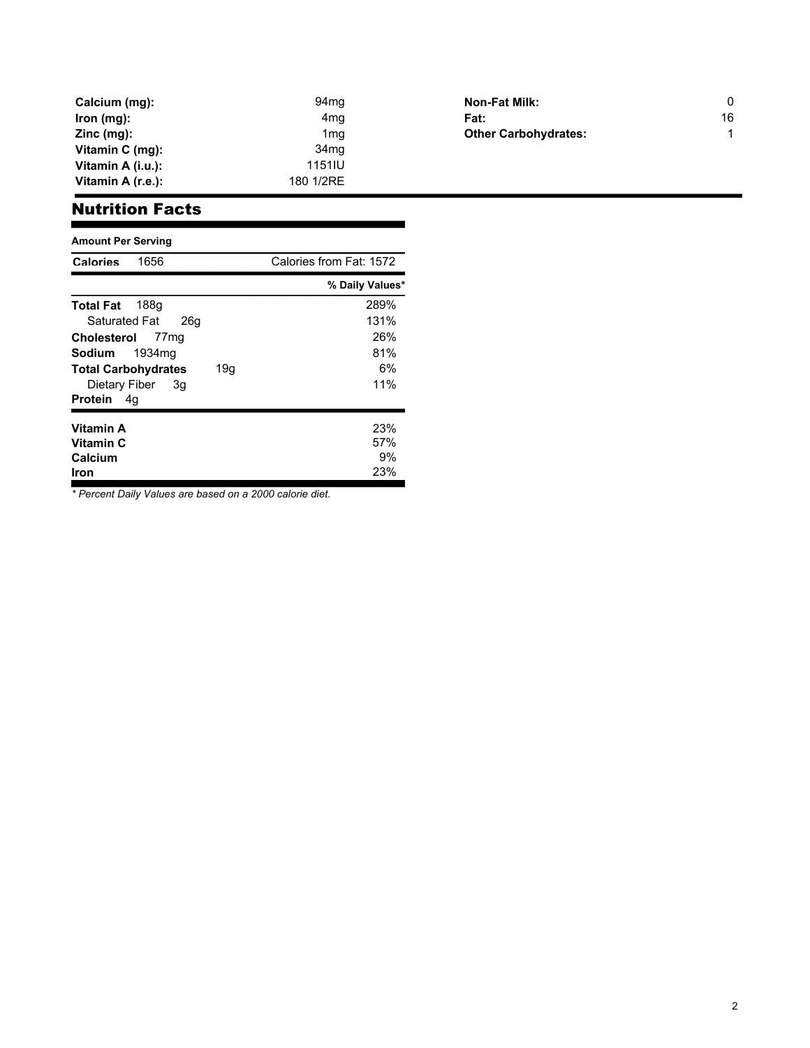| | |
|---|---|
| **Calcium (mg):** | 94mg |
| **Iron (mg):** | 4mg |
| **Zinc (mg):** | 1mg |
| **Vitamin C (mg):** | 34mg |
| **Vitamin A (i.u.):** | 1151IU |
| **Vitamin A (r.e.):** | 180 1/2RE |

| | |
|---|---|
| **Non-Fat Milk:** | 0 |
| **Fat:** | 16 |
| **Other Carbohydrates:** | 1 |

## Nutrition Facts

**Amount Per Serving**

| | |
|---|---|
| **Calories** 1656 | Calories from Fat: 1572 |
| | **% Daily Values*** |
| **Total Fat** 188g | 289% |
| Saturated Fat 26g | 131% |
| **Cholesterol** 77mg | 26% |
| **Sodium** 1934mg | 81% |
| **Total Carbohydrates** 19g | 6% |
| Dietary Fiber 3g | 11% |
| **Protein** 4g | |
| **Vitamin A** | 23% |
| **Vitamin C** | 57% |
| **Calcium** | 9% |
| **Iron** | 23% |

*\* Percent Daily Values are based on a 2000 calorie diet.*